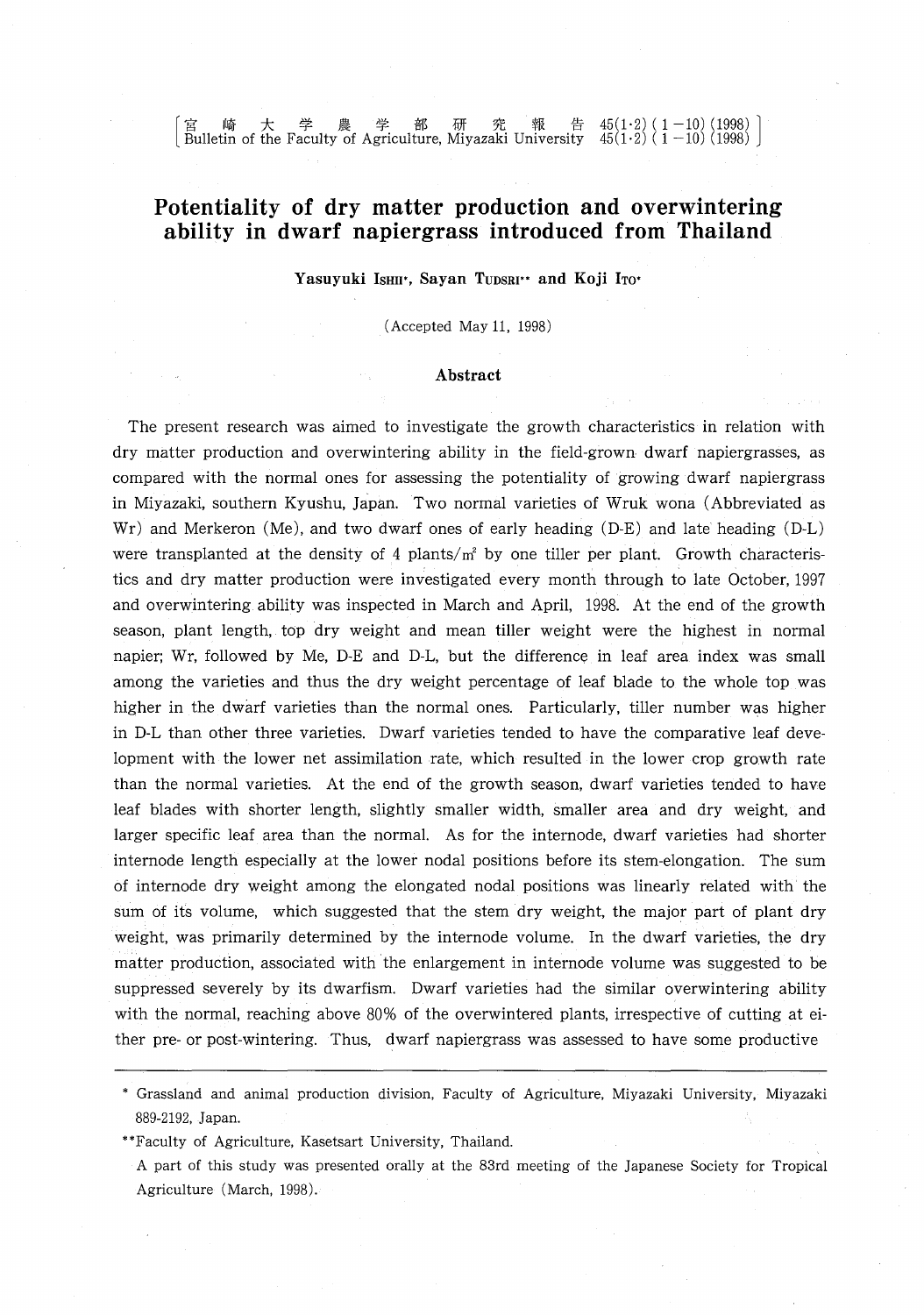# Potentiality of dry matter production and overwintering ability in dwarf napiergrass introduced from Thailand

**Yasuyuki ISHII\*, Sayan TUDSRI\*\* and Koji ITO\***

(Accepted May 11, 1998)

## Abstract

The present research was aimed to investigate the growth characteristics in relation with dry matter production and overwintering ability in the field-grown dwarf napiergrasses, as compared with the normal ones for assessing the potentiality of growing dwarf napiergrass in Miyazaki, southern Kyushu, Japan. Two normal varieties of Wruk wona (Abbreviated as Wr) and Merkeron (Me), and two dwarf ones of early heading (D-E) and late heading (D-L) were transplanted at the density of 4 plants/m$^2$ by one tiller per plant. Growth characteristics and dry matter production were investigated every month through to late October, 1997 and overwintering ability was inspected in March and April, 1998. At the end of the growth season, plant length, top dry weight and mean tiller weight were the highest in normal napier; Wr, followed by Me, D-E and D-L, but the difference in leaf area index was small among the varieties and thus the dry weight percentage of leaf blade to the whole top was higher in the dwarf varieties than the normal ones. Particularly, tiller number was higher in D-L than other three varieties. Dwarf varieties tended to have the comparative leaf development with the lower net assimilation rate, which resulted in the lower crop growth rate than the normal varieties. At the end of the growth season, dwarf varieties tended to have leaf blades with shorter length, slightly smaller width, smaller area and dry weight, and larger specific leaf area than the normal. As for the internode, dwarf varieties had shorter internode length especially at the lower nodal positions before its stem-elongation. The sum of internode dry weight among the elongated nodal positions was linearly related with the sum of its volume, which suggested that the stem dry weight, the major part of plant dry weight, was primarily determined by the internode volume. In the dwarf varieties, the dry matter production, associated with the enlargement in internode volume was suggested to be suppressed severely by its dwarfism. Dwarf varieties had the similar overwintering ability with the normal, reaching above 80% of the overwintered plants, irrespective of cutting at either pre- or post-wintering. Thus, dwarf napiergrass was assessed to have some productive

---

\* Grassland and animal production division, Faculty of Agriculture, Miyazaki University, Miyazaki 889-2192, Japan.

\*\*Faculty of Agriculture, Kasetsart University, Thailand.

A part of this study was presented orally at the 83rd meeting of the Japanese Society for Tropical Agriculture (March, 1998).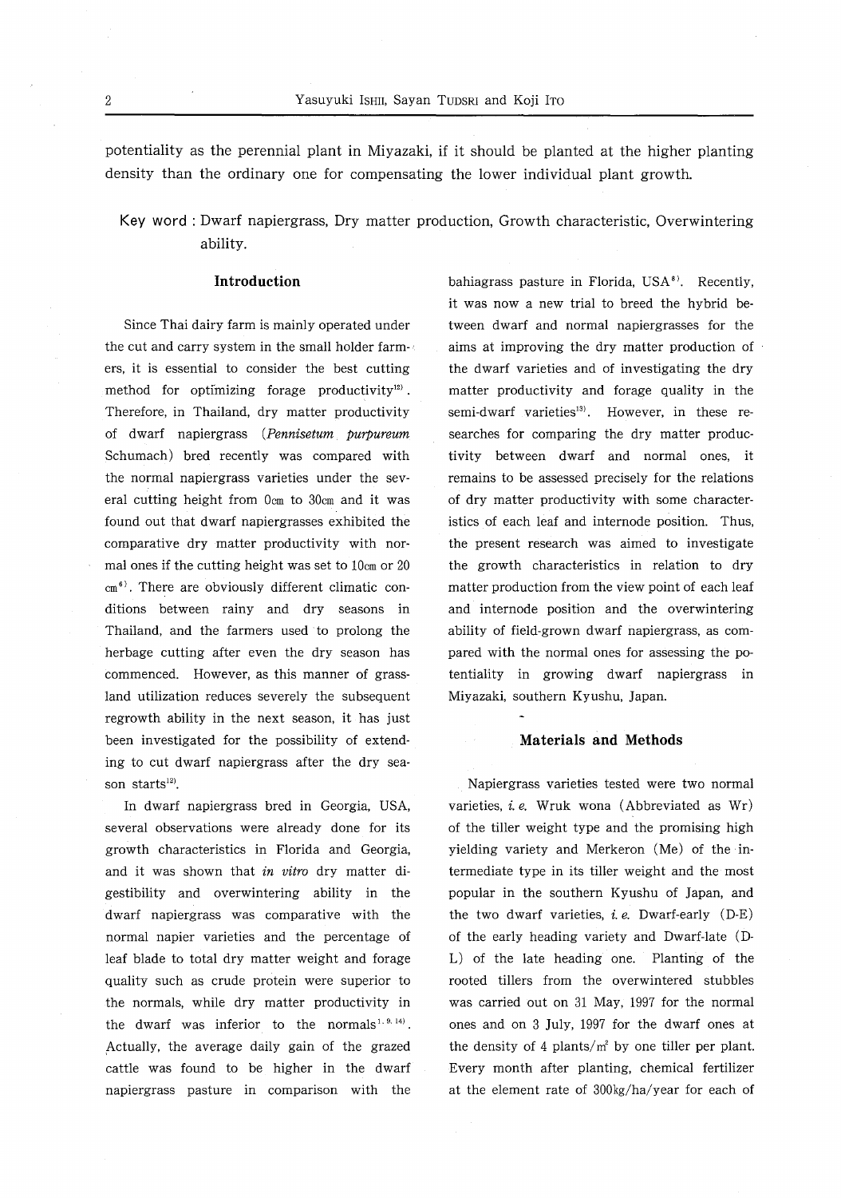potentiality as the perennial plant in Miyazaki, if it should be planted at the higher planting density than the ordinary one for compensating the lower individual plant growth.

**Key word** : Dwarf napiergrass, Dry matter production, Growth characteristic, Overwintering ability.

## Introduction

Since Thai dairy farm is mainly operated under the cut and carry system in the small holder farmers, it is essential to consider the best cutting method for optimizing forage productivity[12]. Therefore, in Thailand, dry matter productivity of dwarf napiergrass (*Pennisetum purpureum* Schumach) bred recently was compared with the normal napiergrass varieties under the several cutting height from 0cm to 30cm and it was found out that dwarf napiergrasses exhibited the comparative dry matter productivity with normal ones if the cutting height was set to 10cm or 20 cm[6]. There are obviously different climatic conditions between rainy and dry seasons in Thailand, and the farmers used to prolong the herbage cutting after even the dry season has commenced. However, as this manner of grassland utilization reduces severely the subsequent regrowth ability in the next season, it has just been investigated for the possibility of extending to cut dwarf napiergrass after the dry season starts[12].

In dwarf napiergrass bred in Georgia, USA, several observations were already done for its growth characteristics in Florida and Georgia, and it was shown that *in vitro* dry matter digestibility and overwintering ability in the dwarf napiergrass was comparative with the normal napier varieties and the percentage of leaf blade to total dry matter weight and forage quality such as crude protein were superior to the normals, while dry matter productivity in the dwarf was inferior to the normals[1,9,14]. Actually, the average daily gain of the grazed cattle was found to be higher in the dwarf napiergrass pasture in comparison with the bahiagrass pasture in Florida, USA[8]. Recently, it was now a new trial to breed the hybrid between dwarf and normal napiergrasses for the aims at improving the dry matter production of the dwarf varieties and of investigating the dry matter productivity and forage quality in the semi-dwarf varieties[13]. However, in these researches for comparing the dry matter productivity between dwarf and normal ones, it remains to be assessed precisely for the relations of dry matter productivity with some characteristics of each leaf and internode position. Thus, the present research was aimed to investigate the growth characteristics in relation to dry matter production from the view point of each leaf and internode position and the overwintering ability of field-grown dwarf napiergrass, as compared with the normal ones for assessing the potentiality in growing dwarf napiergrass in Miyazaki, southern Kyushu, Japan.

## Materials and Methods

Napiergrass varieties tested were two normal varieties, *i. e.* Wruk wona (Abbreviated as Wr) of the tiller weight type and the promising high yielding variety and Merkeron (Me) of the intermediate type in its tiller weight and the most popular in the southern Kyushu of Japan, and the two dwarf varieties, *i. e.* Dwarf-early (D-E) of the early heading variety and Dwarf-late (D-L) of the late heading one. Planting of the rooted tillers from the overwintered stubbles was carried out on 31 May, 1997 for the normal ones and on 3 July, 1997 for the dwarf ones at the density of 4 plants/m$^2$ by one tiller per plant. Every month after planting, chemical fertilizer at the element rate of 300kg/ha/year for each of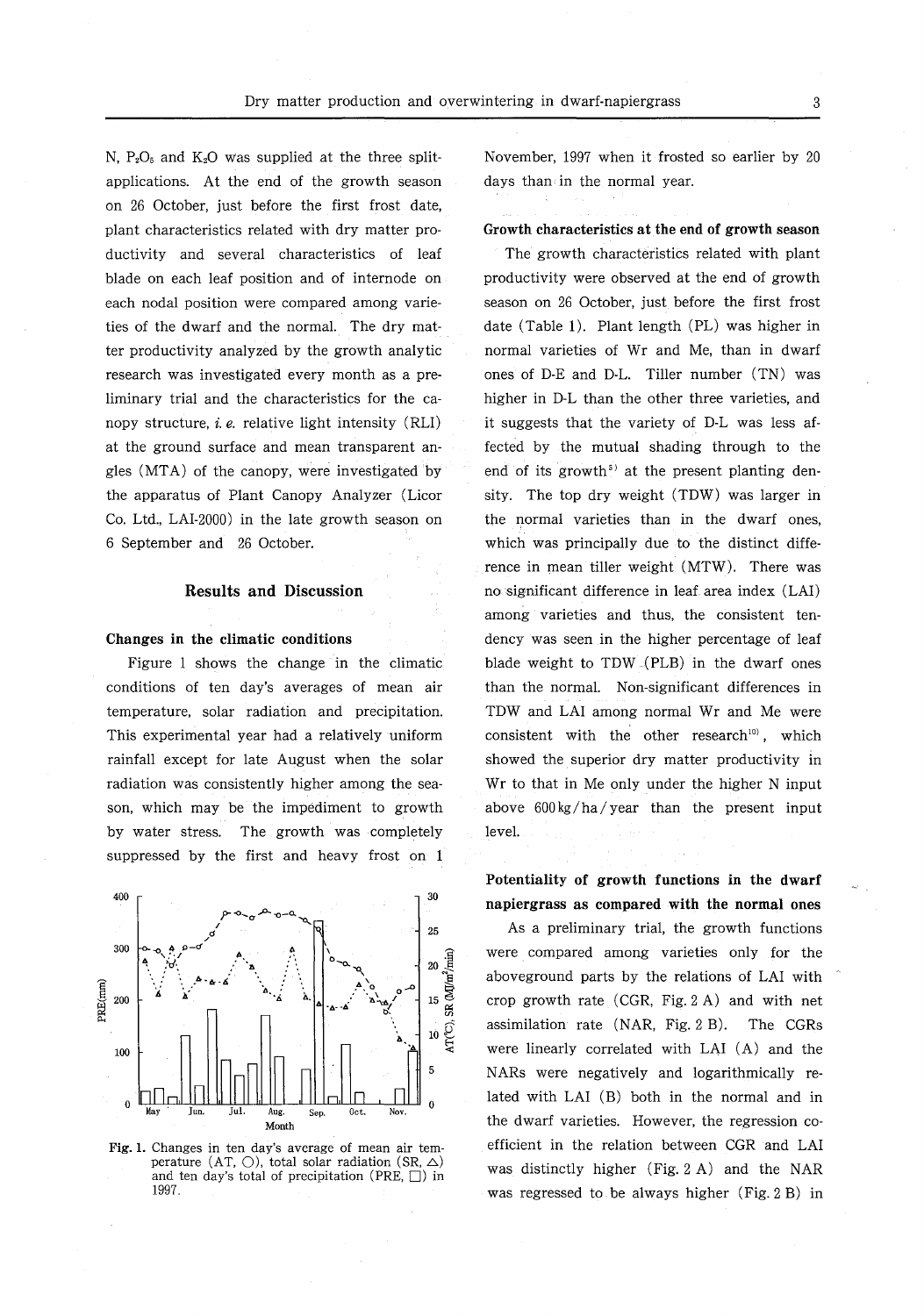N, $P_2O_5$ and $K_2O$ was supplied at the three split-applications. At the end of the growth season on 26 October, just before the first frost date, plant characteristics related with dry matter productivity and several characteristics of leaf blade on each leaf position and of internode on each nodal position were compared among varieties of the dwarf and the normal. The dry matter productivity analyzed by the growth analytic research was investigated every month as a preliminary trial and the characteristics for the canopy structure, *i. e.* relative light intensity (RLI) at the ground surface and mean transparent angles (MTA) of the canopy, were investigated by the apparatus of Plant Canopy Analyzer (Licor Co. Ltd., LAI-2000) in the late growth season on 6 September and 26 October.

## Results and Discussion

### Changes in the climatic conditions

Figure 1 shows the change in the climatic conditions of ten day's averages of mean air temperature, solar radiation and precipitation. This experimental year had a relatively uniform rainfall except for late August when the solar radiation was consistently higher among the season, which may be the impediment to growth by water stress. The growth was completely suppressed by the first and heavy frost on 1 November, 1997 when it frosted so earlier by 20 days than in the normal year.

Fig. 1. Changes in ten day's average of mean air temperature (AT, ○), total solar radiation (SR, △) and ten day's total of precipitation (PRE, □) in 1997.

### Growth characteristics at the end of growth season

The growth characteristics related with plant productivity were observed at the end of growth season on 26 October, just before the first frost date (Table 1). Plant length (PL) was higher in normal varieties of Wr and Me, than in dwarf ones of D-E and D-L. Tiller number (TN) was higher in D-L than the other three varieties, and it suggests that the variety of D-L was less affected by the mutual shading through to the end of its growth[5] at the present planting density. The top dry weight (TDW) was larger in the normal varieties than in the dwarf ones, which was principally due to the distinct difference in mean tiller weight (MTW). There was no significant difference in leaf area index (LAI) among varieties and thus, the consistent tendency was seen in the higher percentage of leaf blade weight to TDW (PLB) in the dwarf ones than the normal. Non-significant differences in TDW and LAI among normal Wr and Me were consistent with the other research[10], which showed the superior dry matter productivity in Wr to that in Me only under the higher N input above 600 kg/ha/year than the present input level.

### Potentiality of growth functions in the dwarf napiergrass as compared with the normal ones

As a preliminary trial, the growth functions were compared among varieties only for the aboveground parts by the relations of LAI with crop growth rate (CGR, Fig. 2 A) and with net assimilation rate (NAR, Fig. 2 B). The CGRs were linearly correlated with LAI (A) and the NARs were negatively and logarithmically related with LAI (B) both in the normal and in the dwarf varieties. However, the regression coefficient in the relation between CGR and LAI was distinctly higher (Fig. 2 A) and the NAR was regressed to be always higher (Fig. 2 B) in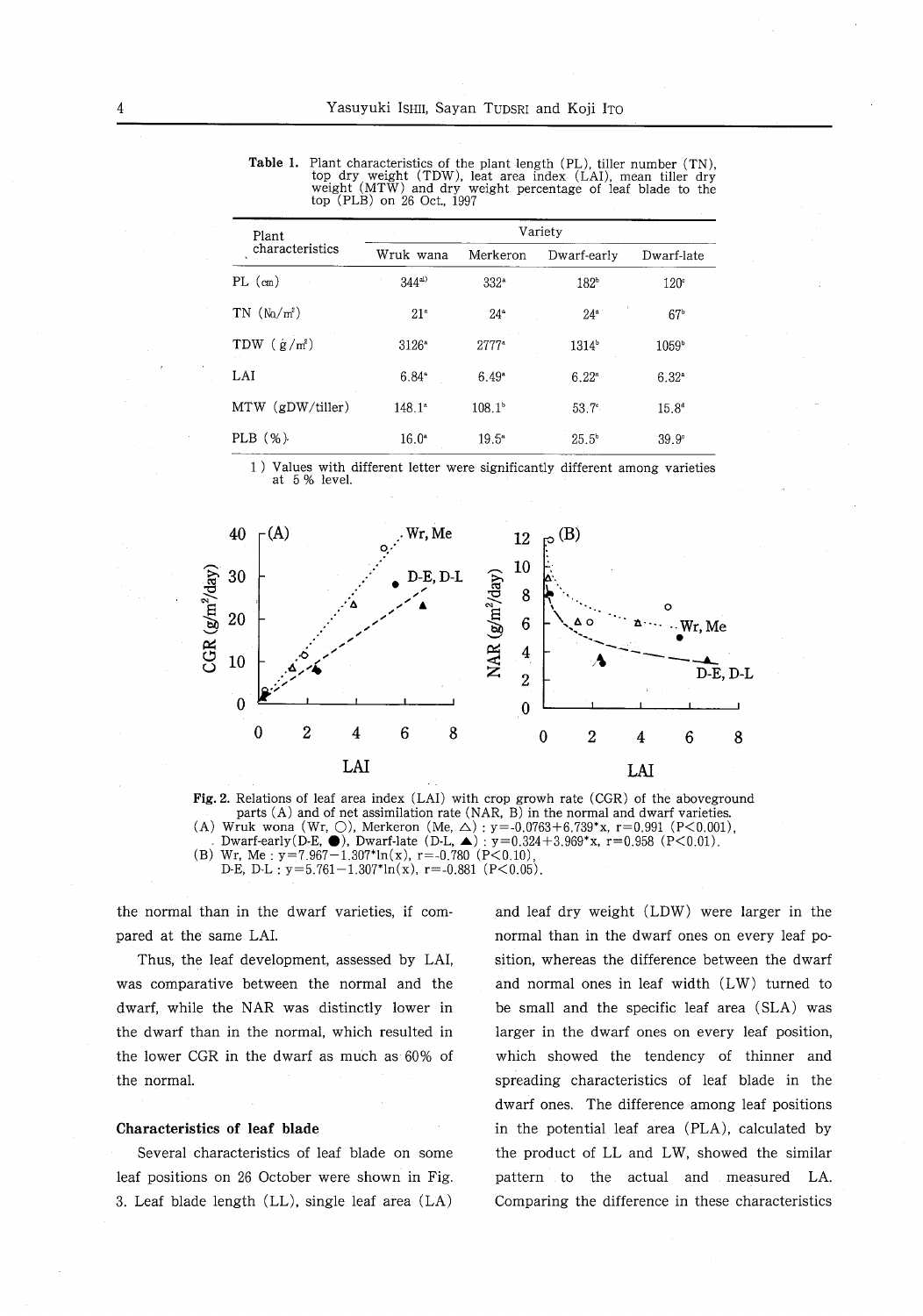**Table 1.** Plant characteristics of the plant length (PL), tiller number (TN), top dry weight (TDW), leat area index (LAI), mean tiller dry weight (MTW) and dry weight percentage of leaf blade to the top (PLB) on 26 Oct., 1997

| Plant characteristics | Variety | | | |
|---|---|---|---|---|
| | Wruk wana | Merkeron | Dwarf-early | Dwarf-late |
| PL (cm) | 344[a1)] | 332[a] | 182[b] | 120[c] |
| TN (No/m²) | 21[a] | 24[a] | 24[a] | 67[b] |
| TDW (g/m²) | 3126[a] | 2777[a] | 1314[b] | 1059[b] |
| LAI | 6.84[a] | 6.49[a] | 6.22[a] | 6.32[a] |
| MTW (gDW/tiller) | 148.1[a] | 108.1[b] | 53.7[c] | 15.8[d] |
| PLB (%) | 16.0[a] | 19.5[a] | 25.5[b] | 39.9[c] |

1) Values with different letter were significantly different among varieties at 5 % level.

**Fig. 2.** Relations of leaf area index (LAI) with crop growh rate (CGR) of the aboveground parts (A) and of net assimilation rate (NAR, B) in the normal and dwarf varieties.
(A) Wruk wona (Wr, ○), Merkeron (Me, △) : $y=-0.0763+6.739^{*}x$, $r=0.991$ ($P<0.001$), Dwarf-early(D-E, ●), Dwarf-late (D-L, ▲) : $y=0.324+3.969^{*}x$, $r=0.958$ ($P<0.01$).
(B) Wr, Me : $y=7.967-1.307^{*}\ln(x)$, $r=-0.780$ ($P<0.10$), D-E, D-L : $y=5.761-1.307^{*}\ln(x)$, $r=-0.881$ ($P<0.05$).

the normal than in the dwarf varieties, if compared at the same LAI.

Thus, the leaf development, assessed by LAI, was comparative between the normal and the dwarf, while the NAR was distinctly lower in the dwarf than in the normal, which resulted in the lower CGR in the dwarf as much as 60% of the normal.

### Characteristics of leaf blade

Several characteristics of leaf blade on some leaf positions on 26 October were shown in Fig. 3. Leaf blade length (LL), single leaf area (LA) and leaf dry weight (LDW) were larger in the normal than in the dwarf ones on every leaf position, whereas the difference between the dwarf and normal ones in leaf width (LW) turned to be small and the specific leaf area (SLA) was larger in the dwarf ones on every leaf position, which showed the tendency of thinner and spreading characteristics of leaf blade in the dwarf ones. The difference among leaf positions in the potential leaf area (PLA), calculated by the product of LL and LW, showed the similar pattern to the actual and measured LA. Comparing the difference in these characteristics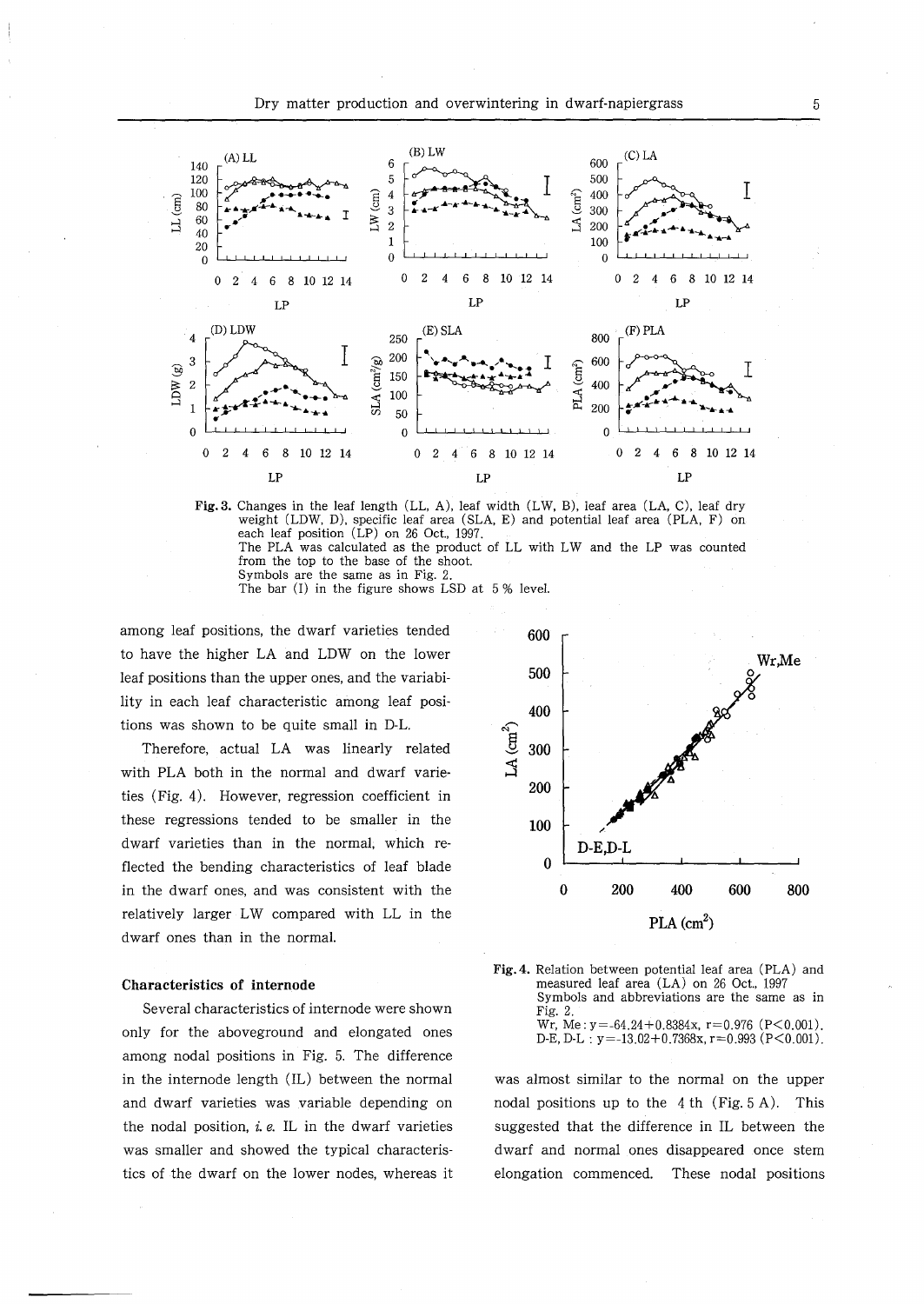Fig. 3. Changes in the leaf length (LL, A), leaf width (LW, B), leaf area (LA, C), leaf dry weight (LDW, D), specific leaf area (SLA, E) and potential leaf area (PLA, F) on each leaf position (LP) on 26 Oct., 1997.
The PLA was calculated as the product of LL with LW and the LP was counted from the top to the base of the shoot.
Symbols are the same as in Fig. 2.
The bar (I) in the figure shows LSD at 5 % level.

among leaf positions, the dwarf varieties tended to have the higher LA and LDW on the lower leaf positions than the upper ones, and the variability in each leaf characteristic among leaf positions was shown to be quite small in D-L.

Therefore, actual LA was linearly related with PLA both in the normal and dwarf varieties (Fig. 4). However, regression coefficient in these regressions tended to be smaller in the dwarf varieties than in the normal, which reflected the bending characteristics of leaf blade in the dwarf ones, and was consistent with the relatively larger LW compared with LL in the dwarf ones than in the normal.

Fig. 4. Relation between potential leaf area (PLA) and measured leaf area (LA) on 26 Oct., 1997
Symbols and abbreviations are the same as in Fig. 2.
Wr, Me : $y=-64.24+0.8384x$, $r=0.976$ ($P<0.001$).
D-E, D-L : $y=-13.02+0.7368x$, $r=0.993$ ($P<0.001$).

### Characteristics of internode

Several characteristics of internode were shown only for the aboveground and elongated ones among nodal positions in Fig. 5. The difference in the internode length (IL) between the normal and dwarf varieties was variable depending on the nodal position, *i. e.* IL in the dwarf varieties was smaller and showed the typical characteristics of the dwarf on the lower nodes, whereas it was almost similar to the normal on the upper nodal positions up to the 4 th (Fig. 5 A). This suggested that the difference in IL between the dwarf and normal ones disappeared once stem elongation commenced. These nodal positions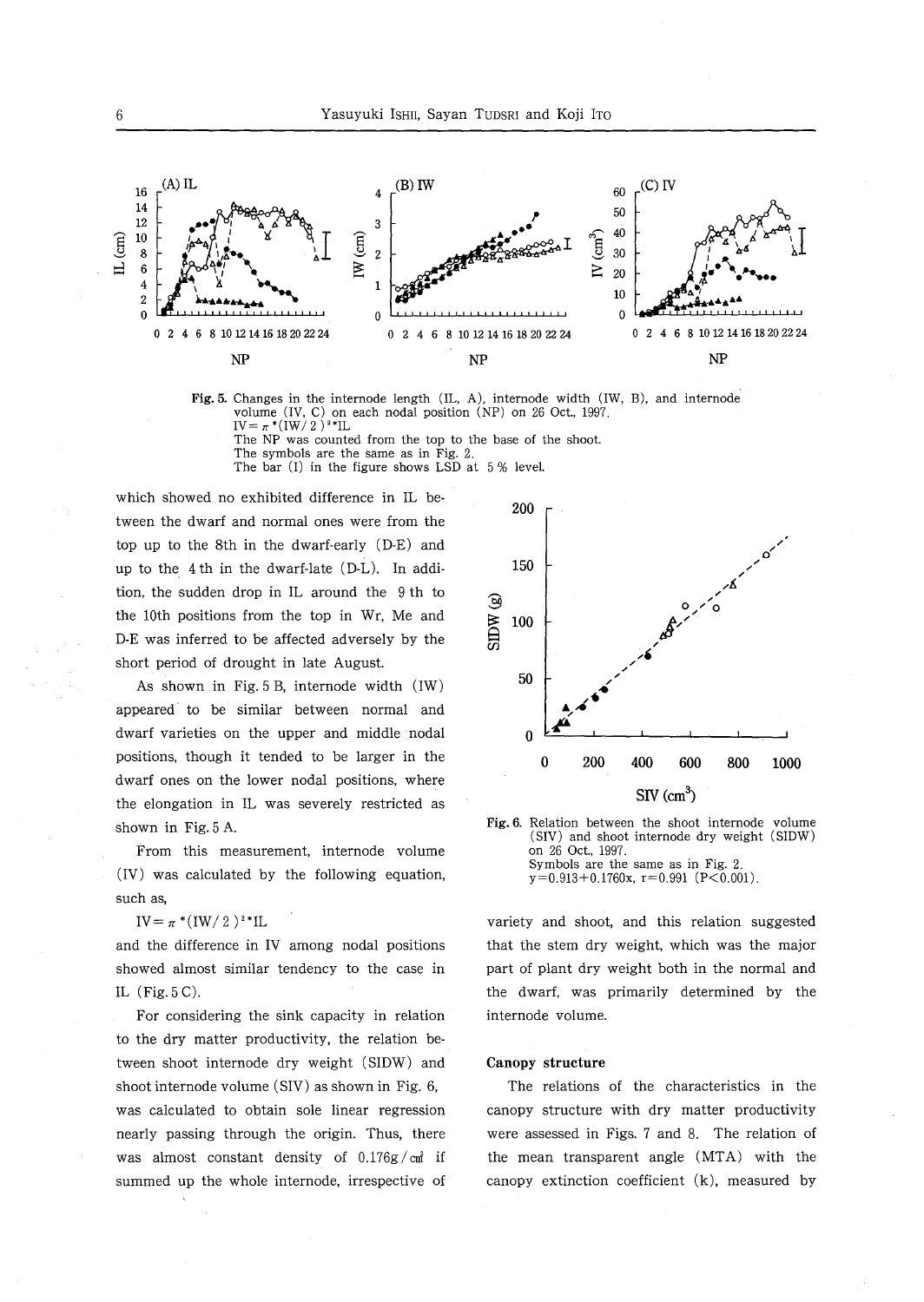Fig. 5. Changes in the internode length (IL, A), internode width (IW, B), and internode volume (IV, C) on each nodal position (NP) on 26 Oct., 1997.
$IV = \pi * (IW/2)^2 * IL$
The NP was counted from the top to the base of the shoot.
The symbols are the same as in Fig. 2.
The bar (I) in the figure shows LSD at 5 % level.

which showed no exhibited difference in IL between the dwarf and normal ones were from the top up to the 8th in the dwarf-early (D-E) and up to the 4 th in the dwarf-late (D-L). In addition, the sudden drop in IL around the 9 th to the 10th positions from the top in Wr, Me and D-E was inferred to be affected adversely by the short period of drought in late August.

As shown in Fig. 5 B, internode width (IW) appeared to be similar between normal and dwarf varieties on the upper and middle nodal positions, though it tended to be larger in the dwarf ones on the lower nodal positions, where the elongation in IL was severely restricted as shown in Fig. 5 A.

From this measurement, internode volume (IV) was calculated by the following equation, such as,

$$IV = \pi * (IW/2)^2 * IL$$

and the difference in IV among nodal positions showed almost similar tendency to the case in IL (Fig. 5 C).

For considering the sink capacity in relation to the dry matter productivity, the relation between shoot internode dry weight (SIDW) and shoot internode volume (SIV) as shown in Fig. 6, was calculated to obtain sole linear regression nearly passing through the origin. Thus, there was almost constant density of 0.176g/cm³ if summed up the whole internode, irrespective of variety and shoot, and this relation suggested that the stem dry weight, which was the major part of plant dry weight both in the normal and the dwarf, was primarily determined by the internode volume.

Fig. 6. Relation between the shoot internode volume (SIV) and shoot internode dry weight (SIDW) on 26 Oct., 1997.
Symbols are the same as in Fig. 2.
$y = 0.913 + 0.1760x$, $r = 0.991$ ($P < 0.001$).

### Canopy structure

The relations of the characteristics in the canopy structure with dry matter productivity were assessed in Figs. 7 and 8. The relation of the mean transparent angle (MTA) with the canopy extinction coefficient (k), measured by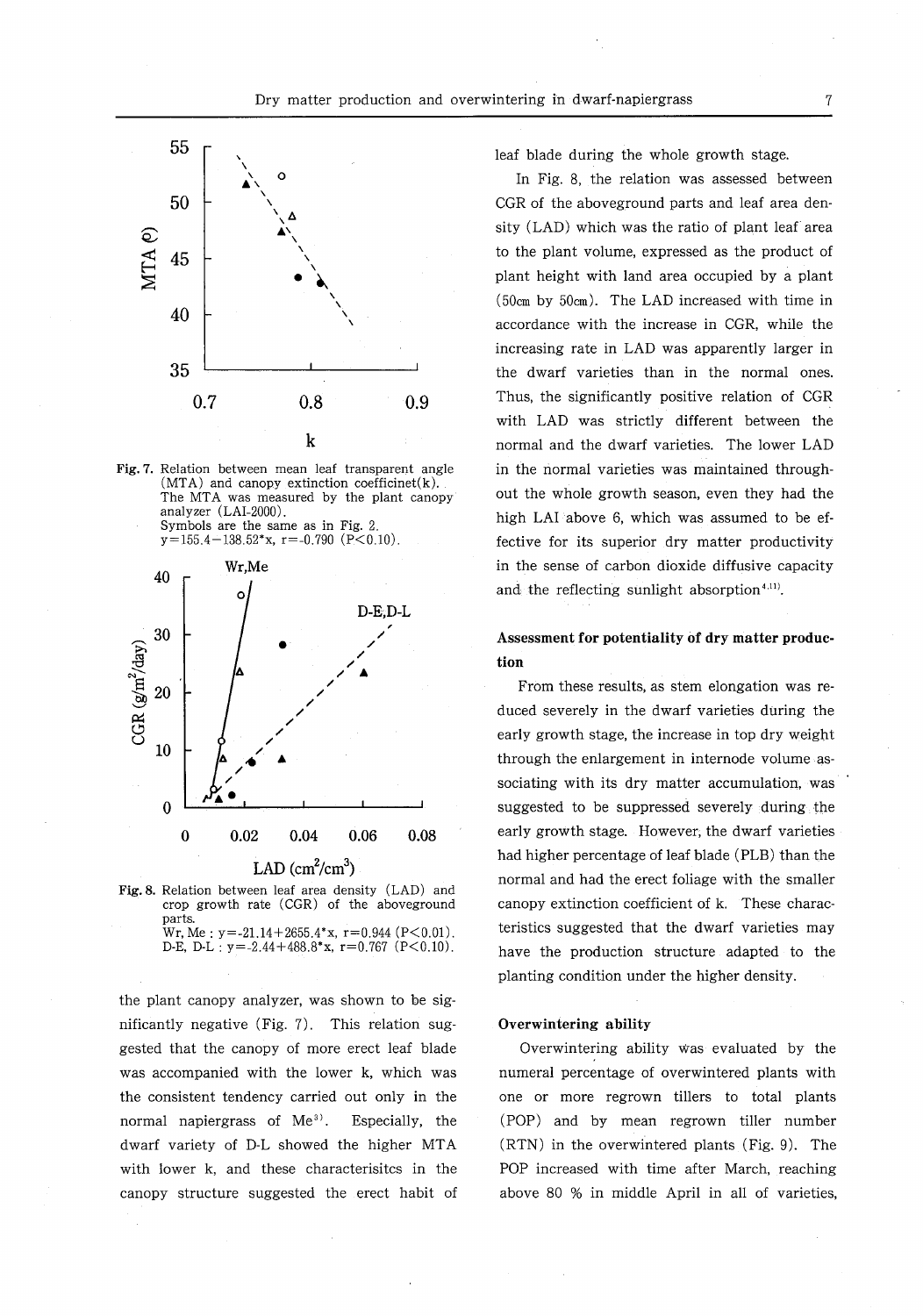Fig. 7. Relation between mean leaf transparent angle (MTA) and canopy extinction coefficinet(k). The MTA was measured by the plant canopy analyzer (LAI-2000). Symbols are the same as in Fig. 2. $y=155.4-138.52*x$, $r=-0.790$ ($P<0.10$).

Fig. 8. Relation between leaf area density (LAD) and crop growth rate (CGR) of the aboveground parts. Wr, Me : $y=-21.14+2655.4*x$, $r=0.944$ ($P<0.01$). D-E, D-L : $y=-2.44+488.8*x$, $r=0.767$ ($P<0.10$).

the plant canopy analyzer, was shown to be significantly negative (Fig. 7). This relation suggested that the canopy of more erect leaf blade was accompanied with the lower k, which was the consistent tendency carried out only in the normal napiergrass of Me[3]. Especially, the dwarf variety of D-L showed the higher MTA with lower k, and these characterisitcs in the canopy structure suggested the erect habit of leaf blade during the whole growth stage.

In Fig. 8, the relation was assessed between CGR of the aboveground parts and leaf area density (LAD) which was the ratio of plant leaf area to the plant volume, expressed as the product of plant height with land area occupied by a plant (50cm by 50cm). The LAD increased with time in accordance with the increase in CGR, while the increasing rate in LAD was apparently larger in the dwarf varieties than in the normal ones. Thus, the significantly positive relation of CGR with LAD was strictly different between the normal and the dwarf varieties. The lower LAD in the normal varieties was maintained throughout the whole growth season, even they had the high LAI above 6, which was assumed to be effective for its superior dry matter productivity in the sense of carbon dioxide diffusive capacity and the reflecting sunlight absorption[4,11].

### Assessment for potentiality of dry matter production

From these results, as stem elongation was reduced severely in the dwarf varieties during the early growth stage, the increase in top dry weight through the enlargement in internode volume associating with its dry matter accumulation, was suggested to be suppressed severely during the early growth stage. However, the dwarf varieties had higher percentage of leaf blade (PLB) than the normal and had the erect foliage with the smaller canopy extinction coefficient of k. These characteristics suggested that the dwarf varieties may have the production structure adapted to the planting condition under the higher density.

### Overwintering ability

Overwintering ability was evaluated by the numeral percentage of overwintered plants with one or more regrown tillers to total plants (POP) and by mean regrown tiller number (RTN) in the overwintered plants (Fig. 9). The POP increased with time after March, reaching above 80 % in middle April in all of varieties,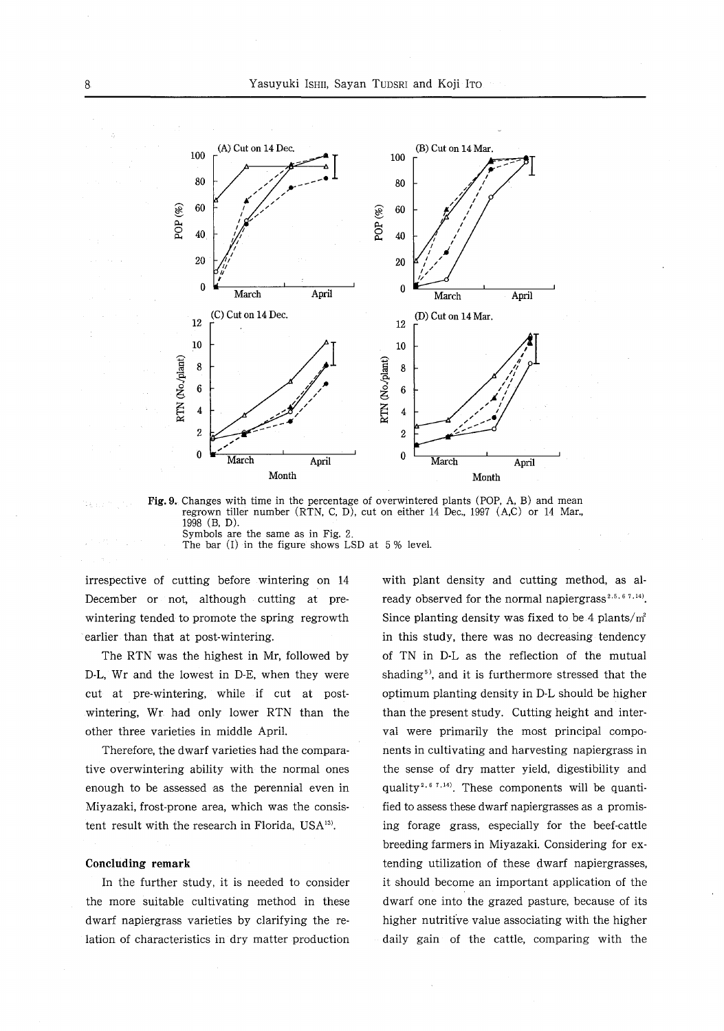**Fig. 9.** Changes with time in the percentage of overwintered plants (POP, A, B) and mean regrown tiller number (RTN, C, D), cut on either 14 Dec., 1997 (A,C) or 14 Mar., 1998 (B, D).
Symbols are the same as in Fig. 2.
The bar (I) in the figure shows LSD at 5 % level.

irrespective of cutting before wintering on 14 December or not, although cutting at pre-wintering tended to promote the spring regrowth earlier than that at post-wintering.

The RTN was the highest in Mr, followed by D-L, Wr and the lowest in D-E, when they were cut at pre-wintering, while if cut at post-wintering, Wr had only lower RTN than the other three varieties in middle April.

Therefore, the dwarf varieties had the comparative overwintering ability with the normal ones enough to be assessed as the perennial even in Miyazaki, frost-prone area, which was the consistent result with the research in Florida, USA[13].

## Concluding remark

In the further study, it is needed to consider the more suitable cultivating method in these dwarf napiergrass varieties by clarifying the relation of characteristics in dry matter production with plant density and cutting method, as already observed for the normal napiergrass[2,5,6,7,14]. Since planting density was fixed to be 4 plants/m$^2$ in this study, there was no decreasing tendency of TN in D-L as the reflection of the mutual shading[5], and it is furthermore stressed that the optimum planting density in D-L should be higher than the present study. Cutting height and interval were primarily the most principal components in cultivating and harvesting napiergrass in the sense of dry matter yield, digestibility and quality[2,6,7,14]. These components will be quantified to assess these dwarf napiergrasses as a promising forage grass, especially for the beef-cattle breeding farmers in Miyazaki. Considering for extending utilization of these dwarf napiergrasses, it should become an important application of the dwarf one into the grazed pasture, because of its higher nutritive value associating with the higher daily gain of the cattle, comparing with the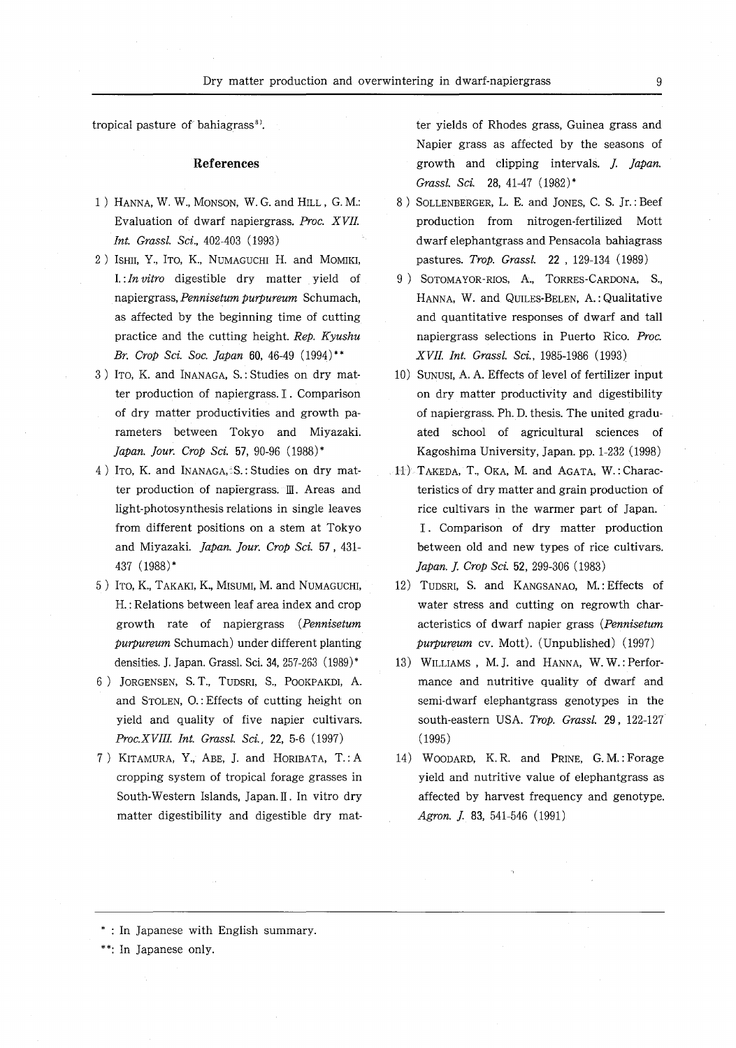tropical pasture of bahiagrass[8].

## References

1) HANNA, W. W., MONSON, W. G. and HILL, G. M.: Evaluation of dwarf napiergrass. *Proc. XVII. Int. Grassl. Sci.*, 402-403 (1993)
2) ISHII, Y., ITO, K., NUMAGUCHI H. and MOMIKI, I.: *In vitro* digestible dry matter yield of napiergrass, *Pennisetum purpureum* Schumach, as affected by the beginning time of cutting practice and the cutting height. *Rep. Kyushu Br. Crop Sci. Soc. Japan* **60**, 46-49 (1994)**
3) ITO, K. and INANAGA, S.: Studies on dry matter production of napiergrass. I. Comparison of dry matter productivities and growth parameters between Tokyo and Miyazaki. *Japan. Jour. Crop Sci.* **57**, 90-96 (1988)*
4) ITO, K. and INANAGA, S.: Studies on dry matter production of napiergrass. III. Areas and light-photosynthesis relations in single leaves from different positions on a stem at Tokyo and Miyazaki. *Japan. Jour. Crop Sci.* **57**, 431-437 (1988)*
5) ITO, K., TAKAKI, K., MISUMI, M. and NUMAGUCHI, H.: Relations between leaf area index and crop growth rate of napiergrass (*Pennisetum purpureum* Schumach) under different planting densities. J. Japan. Grassl. Sci. **34**, 257-263 (1989)*
6) JORGENSEN, S. T., TUDSRI, S., POOKPAKDI, A. and STOLEN, O.: Effects of cutting height on yield and quality of five napier cultivars. *Proc.XVIII. Int. Grassl. Sci.*, 22, 5-6 (1997)
7) KITAMURA, Y., ABE, J. and HORIBATA, T.: A cropping system of tropical forage grasses in South-Western Islands, Japan. II. In vitro dry matter digestibility and digestible dry matter yields of Rhodes grass, Guinea grass and Napier grass as affected by the seasons of growth and clipping intervals. *J. Japan. Grassl. Sci.* **28**, 41-47 (1982)*
8) SOLLENBERGER, L. E. and JONES, C. S. Jr.: Beef production from nitrogen-fertilized Mott dwarf elephantgrass and Pensacola bahiagrass pastures. *Trop. Grassl.* **22**, 129-134 (1989)
9) SOTOMAYOR-RIOS, A., TORRES-CARDONA, S., HANNA, W. and QUILES-BELEN, A.: Qualitative and quantitative responses of dwarf and tall napiergrass selections in Puerto Rico. *Proc. XVII. Int. Grassl. Sci.*, 1985-1986 (1993)
10) SUNUSI, A. A. Effects of level of fertilizer input on dry matter productivity and digestibility of napiergrass. Ph. D. thesis. The united graduated school of agricultural sciences of Kagoshima University, Japan. pp. 1-232 (1998)
11) TAKEDA, T., OKA, M. and AGATA, W.: Characteristics of dry matter and grain production of rice cultivars in the warmer part of Japan. I. Comparison of dry matter production between old and new types of rice cultivars. *Japan. J. Crop Sci.* **52**, 299-306 (1983)
12) TUDSRI, S. and KANGSANAO, M.: Effects of water stress and cutting on regrowth characteristics of dwarf napier grass (*Pennisetum purpureum* cv. Mott). (Unpublished) (1997)
13) WILLIAMS, M. J. and HANNA, W. W.: Performance and nutritive quality of dwarf and semi-dwarf elephantgrass genotypes in the south-eastern USA. *Trop. Grassl.* **29**, 122-127 (1995)
14) WOODARD, K. R. and PRINE, G. M.: Forage yield and nutritive value of elephantgrass as affected by harvest frequency and genotype. *Agron. J.* **83**, 541-546 (1991)

---

\* : In Japanese with English summary.

\*\*: In Japanese only.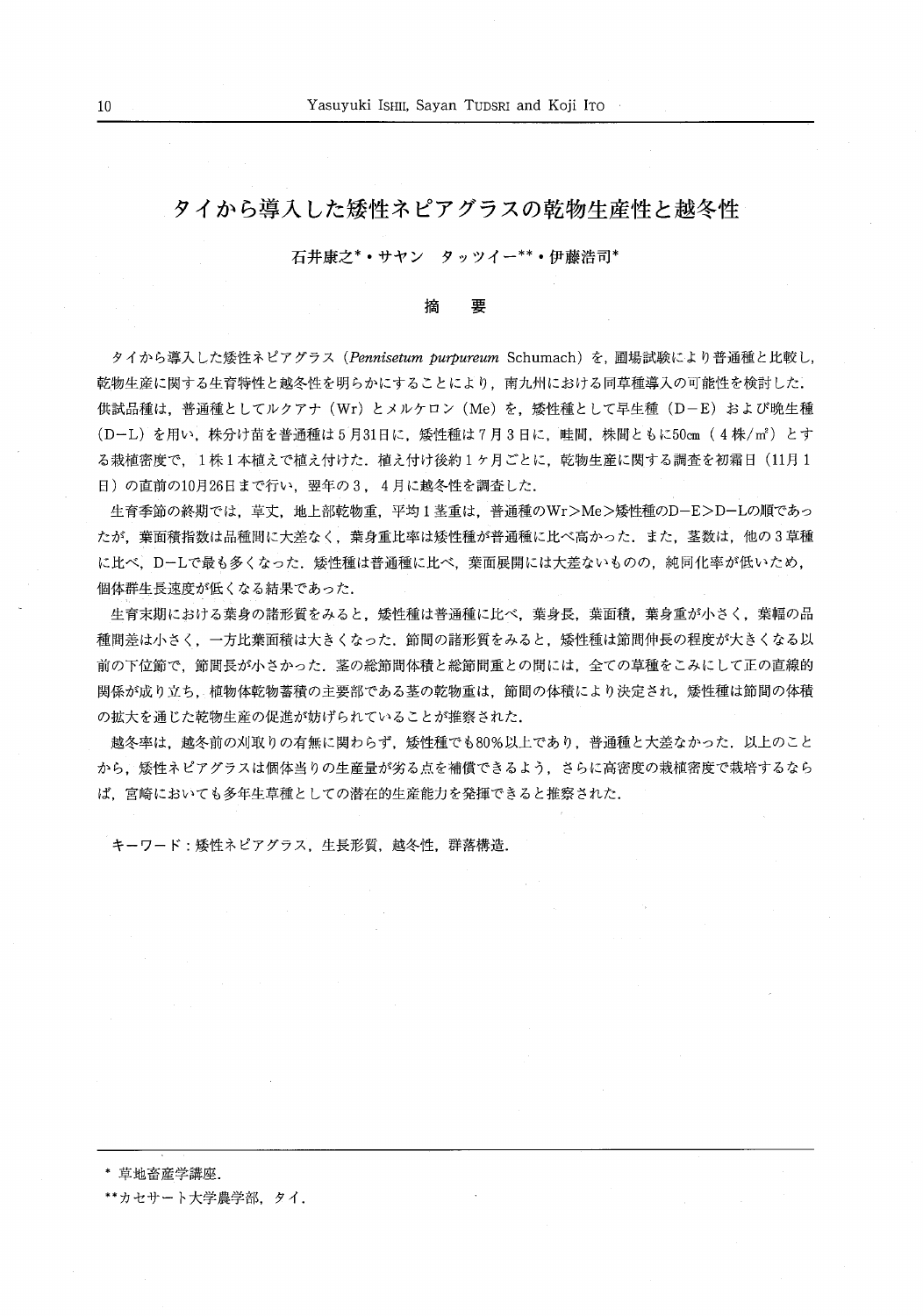# タイから導入した矮性ネピアグラスの乾物生産性と越冬性

石井康之*・サヤン　タッツイー**・伊藤浩司*

## 摘　要

タイから導入した矮性ネピアグラス (*Pennisetum purpureum* Schumach) を，圃場試験により普通種と比較し，乾物生産に関する生育特性と越冬性を明らかにすることにより，南九州における同草種導入の可能性を検討した．供試品種は，普通種としてルクアナ (Wr) とメルケロン (Me) を，矮性種として早生種 (D−E) および晩生種 (D−L) を用い，株分け苗を普通種は5月31日に，矮性種は7月3日に，畦間，株間ともに50cm (4株/m²) とする栽植密度で，1株1本植えで植え付けた．植え付け後約1ヶ月ごとに，乾物生産に関する調査を初霜日 (11月1日) の直前の10月26日まで行い，翌年の3，4月に越冬性を調査した．

生育季節の終期では，草丈，地上部乾物重，平均1茎重は，普通種のWr>Me>矮性種のD−E>D−Lの順であったが，葉面積指数は品種間に大差なく，葉身重比率は矮性種が普通種に比べ高かった．また，茎数は，他の3草種に比べ，D−Lで最も多くなった．矮性種は普通種に比べ，葉面展開には大差ないものの，純同化率が低いため，個体群生長速度が低くなる結果であった．

生育末期における葉身の諸形質をみると，矮性種は普通種に比べ，葉身長，葉面積，葉身重が小さく，葉幅の品種間差は小さく，一方比葉面積は大きくなった．節間の諸形質をみると，矮性種は節間伸長の程度が大きくなる以前の下位節で，節間長が小さかった．茎の総節間体積と総節間重との間には，全ての草種をこみにして正の直線的関係が成り立ち，植物体乾物蓄積の主要部である茎の乾物重は，節間の体積により決定され，矮性種は節間の体積の拡大を通じた乾物生産の促進が妨げられていることが推察された．

越冬率は，越冬前の刈取りの有無に関わらず，矮性種でも80%以上であり，普通種と大差なかった．以上のことから，矮性ネピアグラスは個体当りの生産量が劣る点を補償できるよう，さらに高密度の栽植密度で栽培するならば，宮崎においても多年生草種としての潜在的生産能力を発揮できると推察された．

キーワード：矮性ネピアグラス，生長形質，越冬性，群落構造．

---

\* 草地畜産学講座．

\*\*カセサート大学農学部，タイ．